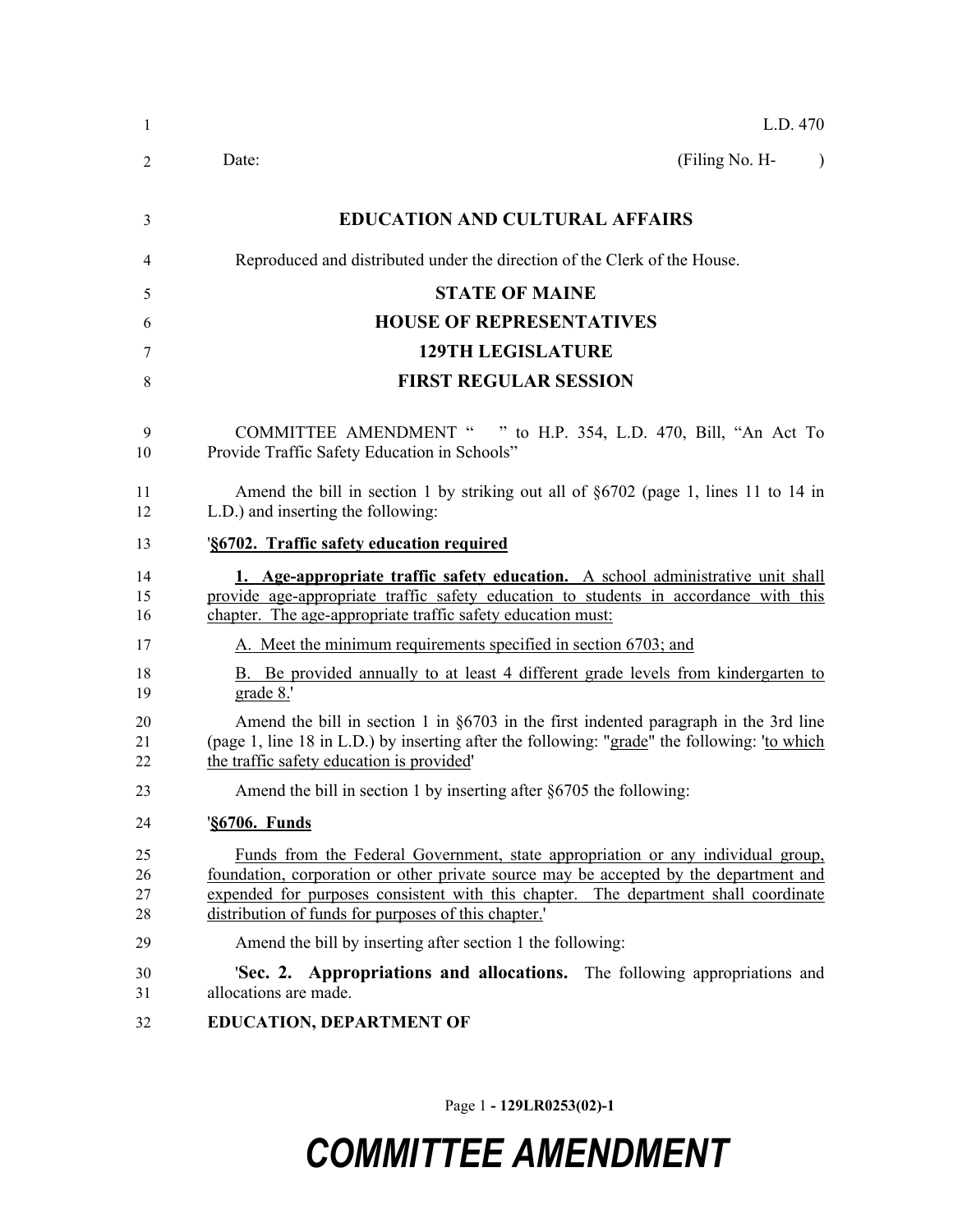L.D. 470

Date: (Filing No. H- )

# EDUCATION AND CULTURAL AFFAIRS

Reproduced and distributed under the direction of the Clerk of the House.

## STATE OF MAINE
## HOUSE OF REPRESENTATIVES
## 129TH LEGISLATURE
## FIRST REGULAR SESSION

COMMITTEE AMENDMENT " " to H.P. 354, L.D. 470, Bill, "An Act To Provide Traffic Safety Education in Schools"

Amend the bill in section 1 by striking out all of §6702 (page 1, lines 11 to 14 in L.D.) and inserting the following:

'**§6702. Traffic safety education required**

**1. Age-appropriate traffic safety education.** A school administrative unit shall provide age-appropriate traffic safety education to students in accordance with this chapter. The age-appropriate traffic safety education must:

A. Meet the minimum requirements specified in section 6703; and

B. Be provided annually to at least 4 different grade levels from kindergarten to grade 8.'

Amend the bill in section 1 in §6703 in the first indented paragraph in the 3rd line (page 1, line 18 in L.D.) by inserting after the following: "grade" the following: 'to which the traffic safety education is provided'

Amend the bill in section 1 by inserting after §6705 the following:

'**§6706. Funds**

Funds from the Federal Government, state appropriation or any individual group, foundation, corporation or other private source may be accepted by the department and expended for purposes consistent with this chapter. The department shall coordinate distribution of funds for purposes of this chapter.'

Amend the bill by inserting after section 1 the following:

'**Sec. 2. Appropriations and allocations.** The following appropriations and allocations are made.

**EDUCATION, DEPARTMENT OF**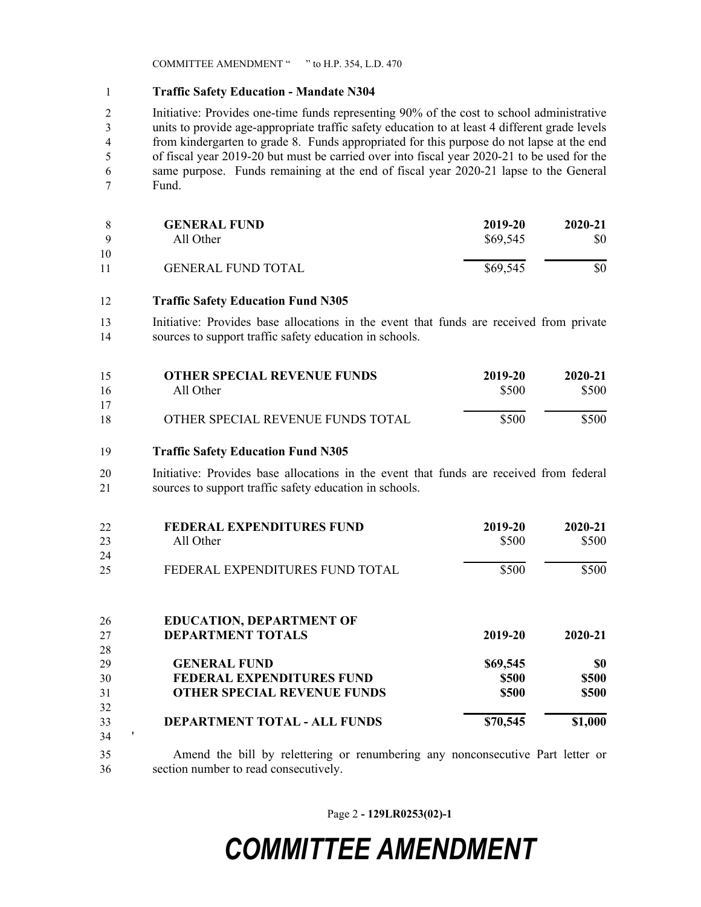**Traffic Safety Education - Mandate N304**

Initiative: Provides one-time funds representing 90% of the cost to school administrative units to provide age-appropriate traffic safety education to at least 4 different grade levels from kindergarten to grade 8. Funds appropriated for this purpose do not lapse at the end of fiscal year 2019-20 but must be carried over into fiscal year 2020-21 to be used for the same purpose. Funds remaining at the end of fiscal year 2020-21 lapse to the General Fund.

| **GENERAL FUND** | **2019-20** | **2020-21** |
|---|---|---|
| All Other | $69,545 | $0 |
| GENERAL FUND TOTAL | $69,545 | $0 |

**Traffic Safety Education Fund N305**

Initiative: Provides base allocations in the event that funds are received from private sources to support traffic safety education in schools.

| **OTHER SPECIAL REVENUE FUNDS** | **2019-20** | **2020-21** |
|---|---|---|
| All Other | $500 | $500 |
| OTHER SPECIAL REVENUE FUNDS TOTAL | $500 | $500 |

**Traffic Safety Education Fund N305**

Initiative: Provides base allocations in the event that funds are received from federal sources to support traffic safety education in schools.

| **FEDERAL EXPENDITURES FUND** | **2019-20** | **2020-21** |
|---|---|---|
| All Other | $500 | $500 |
| FEDERAL EXPENDITURES FUND TOTAL | $500 | $500 |

| **EDUCATION, DEPARTMENT OF DEPARTMENT TOTALS** | **2019-20** | **2020-21** |
|---|---|---|
| **GENERAL FUND** | **$69,545** | **$0** |
| **FEDERAL EXPENDITURES FUND** | **$500** | **$500** |
| **OTHER SPECIAL REVENUE FUNDS** | **$500** | **$500** |
| **DEPARTMENT TOTAL - ALL FUNDS** | **$70,545** | **$1,000** |

'

Amend the bill by relettering or renumbering any nonconsecutive Part letter or section number to read consecutively.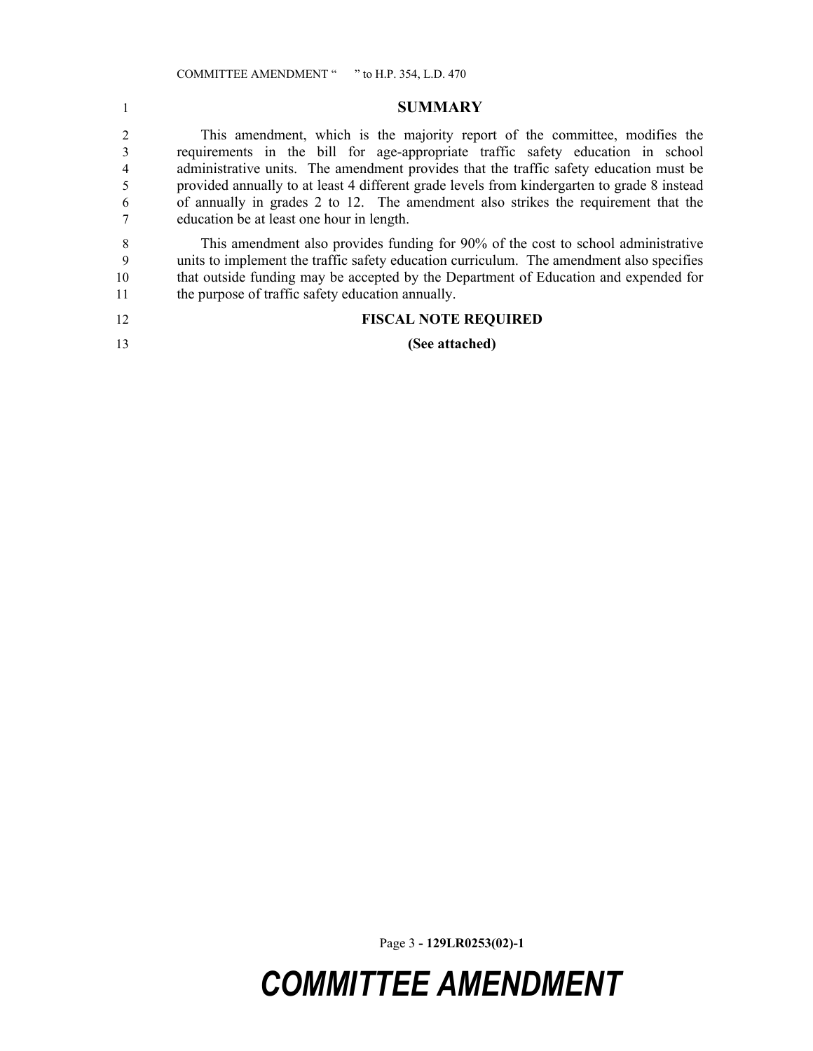## SUMMARY

This amendment, which is the majority report of the committee, modifies the requirements in the bill for age-appropriate traffic safety education in school administrative units. The amendment provides that the traffic safety education must be provided annually to at least 4 different grade levels from kindergarten to grade 8 instead of annually in grades 2 to 12. The amendment also strikes the requirement that the education be at least one hour in length.

This amendment also provides funding for 90% of the cost to school administrative units to implement the traffic safety education curriculum. The amendment also specifies that outside funding may be accepted by the Department of Education and expended for the purpose of traffic safety education annually.

**FISCAL NOTE REQUIRED**

**(See attached)**